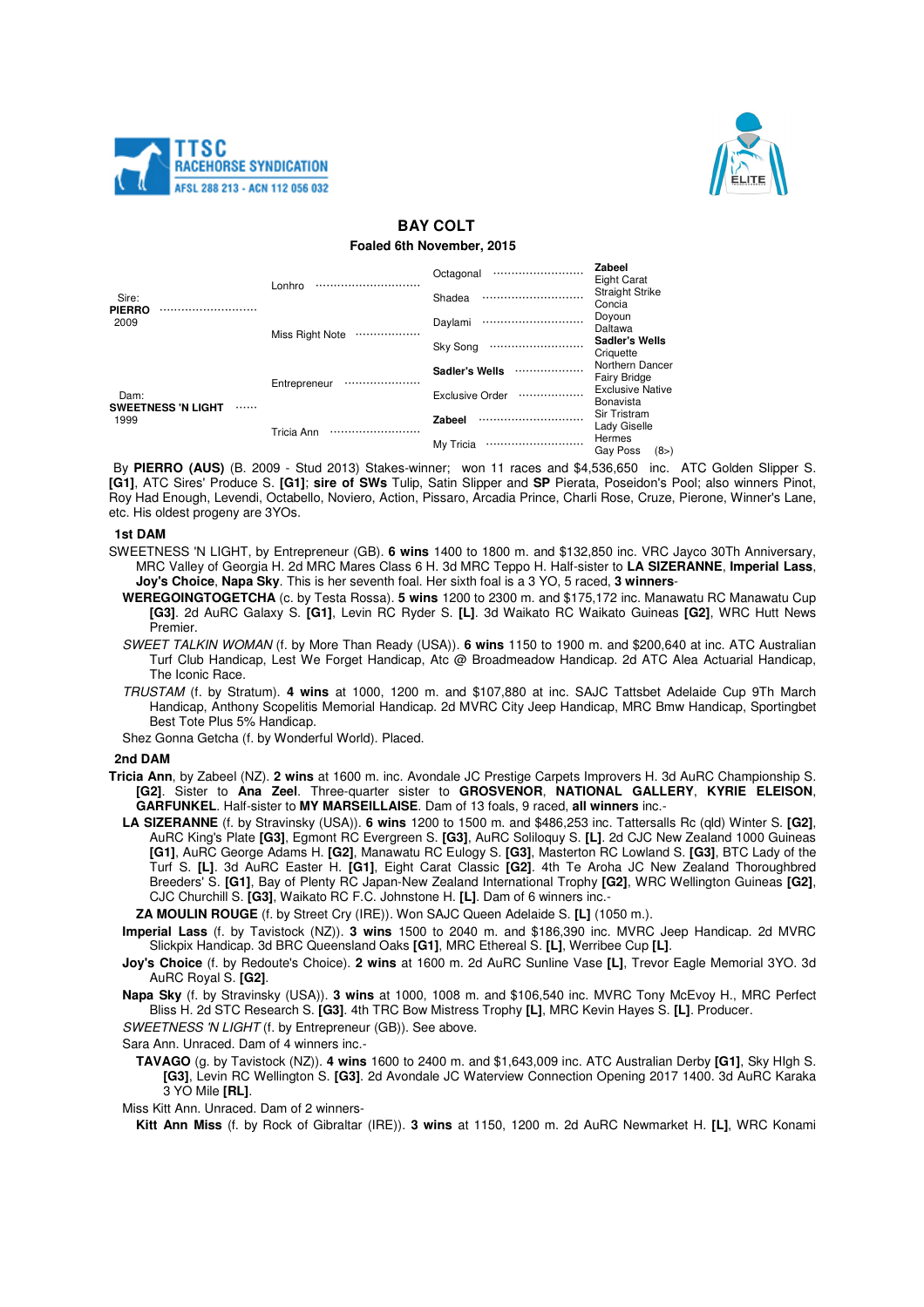TTSC RACEHORSE SYNDICATION
AFSL 288 213 - ACN 112 056 032

# BAY COLT

**Foaled 6th November, 2015**

| | | | |
|---|---|---|---|
| Sire: **PIERRO** 2009 | Lonhro | Octagonal | **Zabeel** |
| | | | Eight Carat |
| | | Shadea | Straight Strike |
| | | | Concia |
| | Miss Right Note | Daylami | Doyoun |
| | | | Daltawa |
| | | Sky Song | **Sadler's Wells** |
| | | | Criquette |
| Dam: **SWEETNESS 'N LIGHT** 1999 | Entrepreneur | **Sadler's Wells** | Northern Dancer |
| | | | Fairy Bridge |
| | | Exclusive Order | Exclusive Native |
| | | | Bonavista |
| | Tricia Ann | **Zabeel** | Sir Tristram |
| | | | Lady Giselle |
| | | My Tricia | Hermes |
| | | | Gay Poss (8>) |

By **PIERRO (AUS)** (B. 2009 - Stud 2013) Stakes-winner; won 11 races and $4,536,650 inc. ATC Golden Slipper S. **[G1]**, ATC Sires' Produce S. **[G1]**; **sire of SWs** Tulip, Satin Slipper and **SP** Pierata, Poseidon's Pool; also winners Pinot, Roy Had Enough, Levendi, Octabello, Noviero, Action, Pissaro, Arcadia Prince, Charli Rose, Cruze, Pierone, Winner's Lane, etc. His oldest progeny are 3YOs.

### 1st DAM

SWEETNESS 'N LIGHT, by Entrepreneur (GB). **6 wins** 1400 to 1800 m. and $132,850 inc. VRC Jayco 30Th Anniversary, MRC Valley of Georgia H. 2d MRC Mares Class 6 H. 3d MRC Teppo H. Half-sister to **LA SIZERANNE**, **Imperial Lass**, **Joy's Choice**, **Napa Sky**. This is her seventh foal. Her sixth foal is a 3 YO, 5 raced, **3 winners**-

**WEREGOINGTOGETCHA** (c. by Testa Rossa). **5 wins** 1200 to 2300 m. and $175,172 inc. Manawatu RC Manawatu Cup **[G3]**. 2d AuRC Galaxy S. **[G1]**, Levin RC Ryder S. **[L]**. 3d Waikato RC Waikato Guineas **[G2]**, WRC Hutt News Premier.

*SWEET TALKIN WOMAN* (f. by More Than Ready (USA)). **6 wins** 1150 to 1900 m. and $200,640 at inc. ATC Australian Turf Club Handicap, Lest We Forget Handicap, Atc @ Broadmeadow Handicap. 2d ATC Alea Actuarial Handicap, The Iconic Race.

*TRUSTAM* (f. by Stratum). **4 wins** at 1000, 1200 m. and $107,880 at inc. SAJC Tattsbet Adelaide Cup 9Th March Handicap, Anthony Scopelitis Memorial Handicap. 2d MVRC City Jeep Handicap, MRC Bmw Handicap, Sportingbet Best Tote Plus 5% Handicap.

Shez Gonna Getcha (f. by Wonderful World). Placed.

### 2nd DAM

**Tricia Ann**, by Zabeel (NZ). **2 wins** at 1600 m. inc. Avondale JC Prestige Carpets Improvers H. 3d AuRC Championship S. **[G2]**. Sister to **Ana Zeel**. Three-quarter sister to **GROSVENOR**, **NATIONAL GALLERY**, **KYRIE ELEISON**, **GARFUNKEL**. Half-sister to **MY MARSEILLAISE**. Dam of 13 foals, 9 raced, **all winners** inc.-

**LA SIZERANNE** (f. by Stravinsky (USA)). **6 wins** 1200 to 1500 m. and $486,253 inc. Tattersalls Rc (qld) Winter S. **[G2]**, AuRC King's Plate **[G3]**, Egmont RC Evergreen S. **[G3]**, AuRC Soliloquy S. **[L]**. 2d CJC New Zealand 1000 Guineas **[G1]**, AuRC George Adams H. **[G2]**, Manawatu RC Eulogy S. **[G3]**, Masterton RC Lowland S. **[G3]**, BTC Lady of the Turf S. **[L]**. 3d AuRC Easter H. **[G1]**, Eight Carat Classic **[G2]**. 4th Te Aroha JC New Zealand Thoroughbred Breeders' S. **[G1]**, Bay of Plenty RC Japan-New Zealand International Trophy **[G2]**, WRC Wellington Guineas **[G2]**, CJC Churchill S. **[G3]**, Waikato RC F.C. Johnstone H. **[L]**. Dam of 6 winners inc.-

**ZA MOULIN ROUGE** (f. by Street Cry (IRE)). Won SAJC Queen Adelaide S. **[L]** (1050 m.).

**Imperial Lass** (f. by Tavistock (NZ)). **3 wins** 1500 to 2040 m. and $186,390 inc. MVRC Jeep Handicap. 2d MVRC Slickpix Handicap. 3d BRC Queensland Oaks **[G1]**, MRC Ethereal S. **[L]**, Werribee Cup **[L]**.

**Joy's Choice** (f. by Redoute's Choice). **2 wins** at 1600 m. 2d AuRC Sunline Vase **[L]**, Trevor Eagle Memorial 3YO. 3d AuRC Royal S. **[G2]**.

**Napa Sky** (f. by Stravinsky (USA)). **3 wins** at 1000, 1008 m. and $106,540 inc. MVRC Tony McEvoy H., MRC Perfect Bliss H. 2d STC Research S. **[G3]**. 4th TRC Bow Mistress Trophy **[L]**, MRC Kevin Hayes S. **[L]**. Producer.

*SWEETNESS 'N LIGHT* (f. by Entrepreneur (GB)). See above.

Sara Ann. Unraced. Dam of 4 winners inc.-

**TAVAGO** (g. by Tavistock (NZ)). **4 wins** 1600 to 2400 m. and $1,643,009 inc. ATC Australian Derby **[G1]**, Sky HIgh S. **[G3]**, Levin RC Wellington S. **[G3]**. 2d Avondale JC Waterview Connection Opening 2017 1400. 3d AuRC Karaka 3 YO Mile **[RL]**.

Miss Kitt Ann. Unraced. Dam of 2 winners-

**Kitt Ann Miss** (f. by Rock of Gibraltar (IRE)). **3 wins** at 1150, 1200 m. 2d AuRC Newmarket H. **[L]**, WRC Konami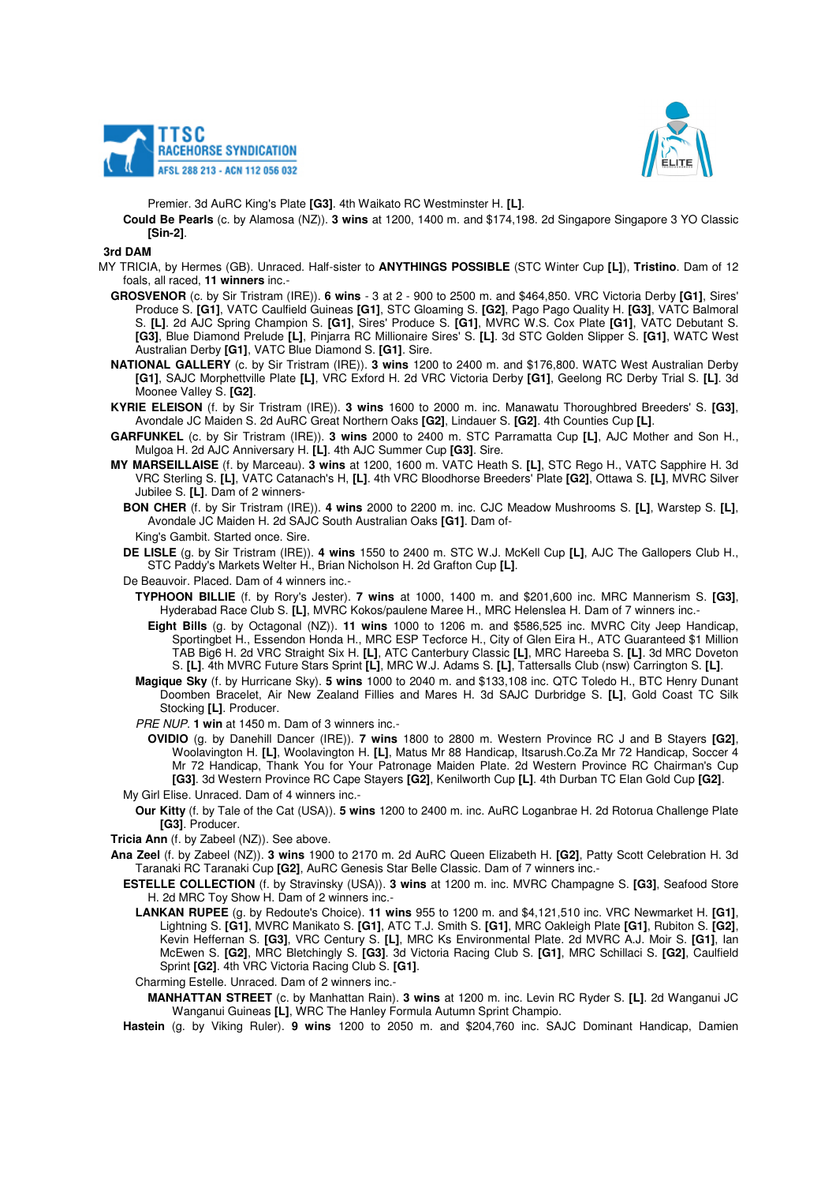Premier. 3d AuRC King's Plate **[G3]**. 4th Waikato RC Westminster H. **[L]**.

**Could Be Pearls** (c. by Alamosa (NZ)). **3 wins** at 1200, 1400 m. and $174,198. 2d Singapore Singapore 3 YO Classic **[Sin-2]**.

### 3rd DAM

MY TRICIA, by Hermes (GB). Unraced. Half-sister to **ANYTHINGS POSSIBLE** (STC Winter Cup **[L]**), **Tristino**. Dam of 12 foals, all raced, **11 winners** inc.-

**GROSVENOR** (c. by Sir Tristram (IRE)). **6 wins** - 3 at 2 - 900 to 2500 m. and $464,850. VRC Victoria Derby **[G1]**, Sires' Produce S. **[G1]**, VATC Caulfield Guineas **[G1]**, STC Gloaming S. **[G2]**, Pago Pago Quality H. **[G3]**, VATC Balmoral S. **[L]**. 2d AJC Spring Champion S. **[G1]**, Sires' Produce S. **[G1]**, MVRC W.S. Cox Plate **[G1]**, VATC Debutant S. **[G3]**, Blue Diamond Prelude **[L]**, Pinjarra RC Millionaire Sires' S. **[L]**. 3d STC Golden Slipper S. **[G1]**, WATC West Australian Derby **[G1]**, VATC Blue Diamond S. **[G1]**. Sire.

**NATIONAL GALLERY** (c. by Sir Tristram (IRE)). **3 wins** 1200 to 2400 m. and $176,800. WATC West Australian Derby **[G1]**, SAJC Morphettville Plate **[L]**, VRC Exford H. 2d VRC Victoria Derby **[G1]**, Geelong RC Derby Trial S. **[L]**. 3d Moonee Valley S. **[G2]**.

**KYRIE ELEISON** (f. by Sir Tristram (IRE)). **3 wins** 1600 to 2000 m. inc. Manawatu Thoroughbred Breeders' S. **[G3]**, Avondale JC Maiden S. 2d AuRC Great Northern Oaks **[G2]**, Lindauer S. **[G2]**. 4th Counties Cup **[L]**.

**GARFUNKEL** (c. by Sir Tristram (IRE)). **3 wins** 2000 to 2400 m. STC Parramatta Cup **[L]**, AJC Mother and Son H., Mulgoa H. 2d AJC Anniversary H. **[L]**. 4th AJC Summer Cup **[G3]**. Sire.

**MY MARSEILLAISE** (f. by Marceau). **3 wins** at 1200, 1600 m. VATC Heath S. **[L]**, STC Rego H., VATC Sapphire H. 3d VRC Sterling S. **[L]**, VATC Catanach's H, **[L]**. 4th VRC Bloodhorse Breeders' Plate **[G2]**, Ottawa S. **[L]**, MVRC Silver Jubilee S. **[L]**. Dam of 2 winners-

**BON CHER** (f. by Sir Tristram (IRE)). **4 wins** 2000 to 2200 m. inc. CJC Meadow Mushrooms S. **[L]**, Warstep S. **[L]**, Avondale JC Maiden H. 2d SAJC South Australian Oaks **[G1]**. Dam of-

King's Gambit. Started once. Sire.

**DE LISLE** (g. by Sir Tristram (IRE)). **4 wins** 1550 to 2400 m. STC W.J. McKell Cup **[L]**, AJC The Gallopers Club H., STC Paddy's Markets Welter H., Brian Nicholson H. 2d Grafton Cup **[L]**.

De Beauvoir. Placed. Dam of 4 winners inc.-

**TYPHOON BILLIE** (f. by Rory's Jester). **7 wins** at 1000, 1400 m. and $201,600 inc. MRC Mannerism S. **[G3]**, Hyderabad Race Club S. **[L]**, MVRC Kokos/paulene Maree H., MRC Helenslea H. Dam of 7 winners inc.-

**Eight Bills** (g. by Octagonal (NZ)). **11 wins** 1000 to 1206 m. and $586,525 inc. MVRC City Jeep Handicap, Sportingbet H., Essendon Honda H., MRC ESP Tecforce H., City of Glen Eira H., ATC Guaranteed $1 Million TAB Big6 H. 2d VRC Straight Six H. **[L]**, ATC Canterbury Classic **[L]**, MRC Hareeba S. **[L]**. 3d MRC Doveton S. **[L]**. 4th MVRC Future Stars Sprint **[L]**, MRC W.J. Adams S. **[L]**, Tattersalls Club (nsw) Carrington S. **[L]**.

**Magique Sky** (f. by Hurricane Sky). **5 wins** 1000 to 2040 m. and $133,108 inc. QTC Toledo H., BTC Henry Dunant Doomben Bracelet, Air New Zealand Fillies and Mares H. 3d SAJC Durbridge S. **[L]**, Gold Coast TC Silk Stocking **[L]**. Producer.

*PRE NUP*. **1 win** at 1450 m. Dam of 3 winners inc.-

**OVIDIO** (g. by Danehill Dancer (IRE)). **7 wins** 1800 to 2800 m. Western Province RC J and B Stayers **[G2]**, Woolavington H. **[L]**, Woolavington H. **[L]**, Matus Mr 88 Handicap, Itsarush.Co.Za Mr 72 Handicap, Soccer 4 Mr 72 Handicap, Thank You for Your Patronage Maiden Plate. 2d Western Province RC Chairman's Cup **[G3]**. 3d Western Province RC Cape Stayers **[G2]**, Kenilworth Cup **[L]**. 4th Durban TC Elan Gold Cup **[G2]**.

My Girl Elise. Unraced. Dam of 4 winners inc.-

**Our Kitty** (f. by Tale of the Cat (USA)). **5 wins** 1200 to 2400 m. inc. AuRC Loganbrae H. 2d Rotorua Challenge Plate **[G3]**. Producer.

**Tricia Ann** (f. by Zabeel (NZ)). See above.

**Ana Zeel** (f. by Zabeel (NZ)). **3 wins** 1900 to 2170 m. 2d AuRC Queen Elizabeth H. **[G2]**, Patty Scott Celebration H. 3d Taranaki RC Taranaki Cup **[G2]**, AuRC Genesis Star Belle Classic. Dam of 7 winners inc.-

**ESTELLE COLLECTION** (f. by Stravinsky (USA)). **3 wins** at 1200 m. inc. MVRC Champagne S. **[G3]**, Seafood Store H. 2d MRC Toy Show H. Dam of 2 winners inc.-

**LANKAN RUPEE** (g. by Redoute's Choice). **11 wins** 955 to 1200 m. and $4,121,510 inc. VRC Newmarket H. **[G1]**, Lightning S. **[G1]**, MVRC Manikato S. **[G1]**, ATC T.J. Smith S. **[G1]**, MRC Oakleigh Plate **[G1]**, Rubiton S. **[G2]**, Kevin Heffernan S. **[G3]**, VRC Century S. **[L]**, MRC Ks Environmental Plate. 2d MVRC A.J. Moir S. **[G1]**, Ian McEwen S. **[G2]**, MRC Bletchingly S. **[G3]**. 3d Victoria Racing Club S. **[G1]**, MRC Schillaci S. **[G2]**, Caulfield Sprint **[G2]**. 4th VRC Victoria Racing Club S. **[G1]**.

Charming Estelle. Unraced. Dam of 2 winners inc.-

**MANHATTAN STREET** (c. by Manhattan Rain). **3 wins** at 1200 m. inc. Levin RC Ryder S. **[L]**. 2d Wanganui JC Wanganui Guineas **[L]**, WRC The Hanley Formula Autumn Sprint Champio.

**Hastein** (g. by Viking Ruler). **9 wins** 1200 to 2050 m. and $204,760 inc. SAJC Dominant Handicap, Damien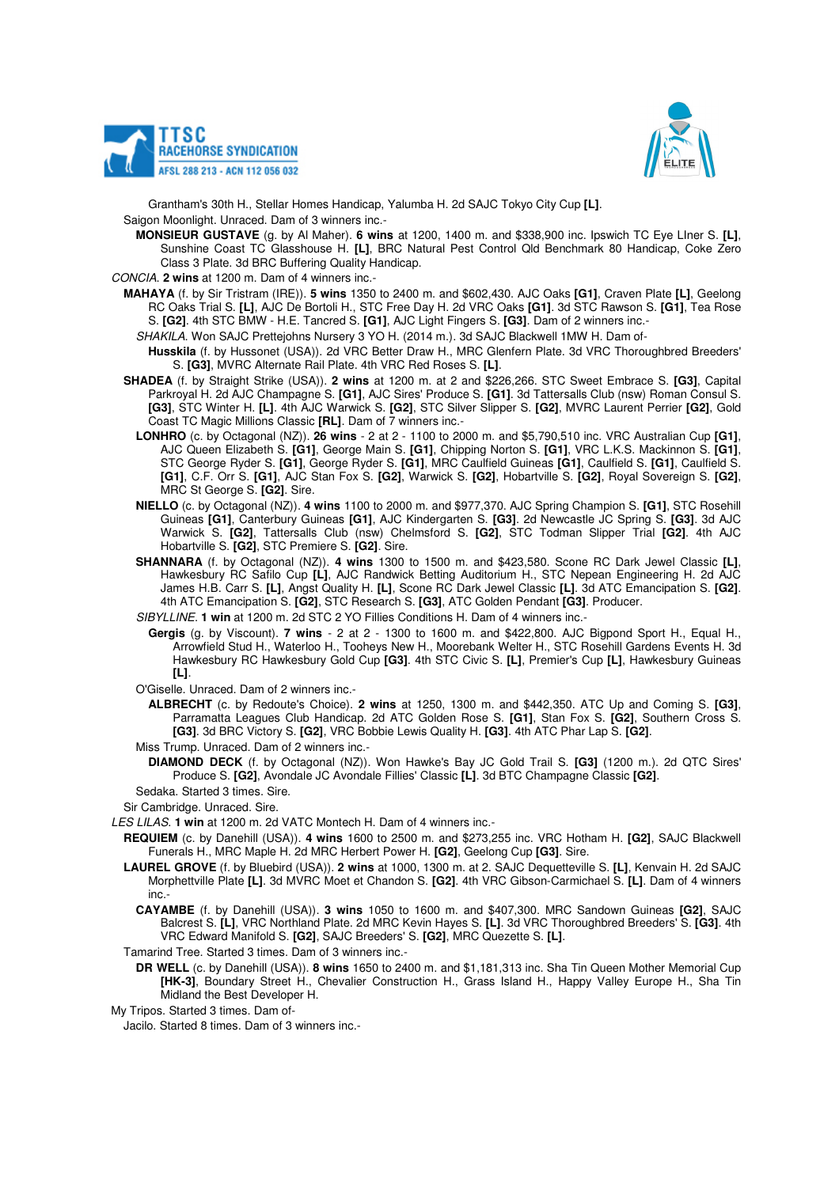Grantham's 30th H., Stellar Homes Handicap, Yalumba H. 2d SAJC Tokyo City Cup **[L]**.

Saigon Moonlight. Unraced. Dam of 3 winners inc.-

**MONSIEUR GUSTAVE** (g. by Al Maher). **6 wins** at 1200, 1400 m. and $338,900 inc. Ipswich TC Eye Liner S. **[L]**, Sunshine Coast TC Glasshouse H. **[L]**, BRC Natural Pest Control Qld Benchmark 80 Handicap, Coke Zero Class 3 Plate. 3d BRC Buffering Quality Handicap.

*CONCIA*. **2 wins** at 1200 m. Dam of 4 winners inc.-

**MAHAYA** (f. by Sir Tristram (IRE)). **5 wins** 1350 to 2400 m. and $602,430. AJC Oaks **[G1]**, Craven Plate **[L]**, Geelong RC Oaks Trial S. **[L]**, AJC De Bortoli H., STC Free Day H. 2d VRC Oaks **[G1]**. 3d STC Rawson S. **[G1]**, Tea Rose S. **[G2]**. 4th STC BMW - H.E. Tancred S. **[G1]**, AJC Light Fingers S. **[G3]**. Dam of 2 winners inc.-

*SHAKILA*. Won SAJC Prettejohns Nursery 3 YO H. (2014 m.). 3d SAJC Blackwell 1MW H. Dam of-

**Husskila** (f. by Hussonet (USA)). 2d VRC Better Draw H., MRC Glenfern Plate. 3d VRC Thoroughbred Breeders' S. **[G3]**, MVRC Alternate Rail Plate. 4th VRC Red Roses S. **[L]**.

**SHADEA** (f. by Straight Strike (USA)). **2 wins** at 1200 m. at 2 and $226,266. STC Sweet Embrace S. **[G3]**, Capital Parkroyal H. 2d AJC Champagne S. **[G1]**, AJC Sires' Produce S. **[G1]**. 3d Tattersalls Club (nsw) Roman Consul S. **[G3]**, STC Winter H. **[L]**. 4th AJC Warwick S. **[G2]**, STC Silver Slipper S. **[G2]**, MVRC Laurent Perrier **[G2]**, Gold Coast TC Magic Millions Classic **[RL]**. Dam of 7 winners inc.-

**LONHRO** (c. by Octagonal (NZ)). **26 wins** - 2 at 2 - 1100 to 2000 m. and $5,790,510 inc. VRC Australian Cup **[G1]**, AJC Queen Elizabeth S. **[G1]**, George Main S. **[G1]**, Chipping Norton S. **[G1]**, VRC L.K.S. Mackinnon S. **[G1]**, STC George Ryder S. **[G1]**, George Ryder S. **[G1]**, MRC Caulfield Guineas **[G1]**, Caulfield S. **[G1]**, Caulfield S. **[G1]**, C.F. Orr S. **[G1]**, AJC Stan Fox S. **[G2]**, Warwick S. **[G2]**, Hobartville S. **[G2]**, Royal Sovereign S. **[G2]**, MRC St George S. **[G2]**. Sire.

**NIELLO** (c. by Octagonal (NZ)). **4 wins** 1100 to 2000 m. and $977,370. AJC Spring Champion S. **[G1]**, STC Rosehill Guineas **[G1]**, Canterbury Guineas **[G1]**, AJC Kindergarten S. **[G3]**. 2d Newcastle JC Spring S. **[G3]**. 3d AJC Warwick S. **[G2]**, Tattersalls Club (nsw) Chelmsford S. **[G2]**, STC Todman Slipper Trial **[G2]**. 4th AJC Hobartville S. **[G2]**, STC Premiere S. **[G2]**. Sire.

**SHANNARA** (f. by Octagonal (NZ)). **4 wins** 1300 to 1500 m. and $423,580. Scone RC Dark Jewel Classic **[L]**, Hawkesbury RC Safilo Cup **[L]**, AJC Randwick Betting Auditorium H., STC Nepean Engineering H. 2d AJC James H.B. Carr S. **[L]**, Angst Quality H. **[L]**, Scone RC Dark Jewel Classic **[L]**. 3d ATC Emancipation S. **[G2]**. 4th ATC Emancipation S. **[G2]**, STC Research S. **[G3]**, ATC Golden Pendant **[G3]**. Producer.

*SIBYLLINE*. **1 win** at 1200 m. 2d STC 2 YO Fillies Conditions H. Dam of 4 winners inc.-

**Gergis** (g. by Viscount). **7 wins** - 2 at 2 - 1300 to 1600 m. and $422,800. AJC Bigpond Sport H., Equal H., Arrowfield Stud H., Waterloo H., Tooheys New H., Moorebank Welter H., STC Rosehill Gardens Events H. 3d Hawkesbury RC Hawkesbury Gold Cup **[G3]**. 4th STC Civic S. **[L]**, Premier's Cup **[L]**, Hawkesbury Guineas **[L]**.

O'Giselle. Unraced. Dam of 2 winners inc.-

**ALBRECHT** (c. by Redoute's Choice). **2 wins** at 1250, 1300 m. and $442,350. ATC Up and Coming S. **[G3]**, Parramatta Leagues Club Handicap. 2d ATC Golden Rose S. **[G1]**, Stan Fox S. **[G2]**, Southern Cross S. **[G3]**. 3d BRC Victory S. **[G2]**, VRC Bobbie Lewis Quality H. **[G3]**. 4th ATC Phar Lap S. **[G2]**.

Miss Trump. Unraced. Dam of 2 winners inc.-

**DIAMOND DECK** (f. by Octagonal (NZ)). Won Hawke's Bay JC Gold Trail S. **[G3]** (1200 m.). 2d QTC Sires' Produce S. **[G2]**, Avondale JC Avondale Fillies' Classic **[L]**. 3d BTC Champagne Classic **[G2]**.

Sedaka. Started 3 times. Sire.

Sir Cambridge. Unraced. Sire.

*LES LILAS*. **1 win** at 1200 m. 2d VATC Montech H. Dam of 4 winners inc.-

**REQUIEM** (c. by Danehill (USA)). **4 wins** 1600 to 2500 m. and $273,255 inc. VRC Hotham H. **[G2]**, SAJC Blackwell Funerals H., MRC Maple H. 2d MRC Herbert Power H. **[G2]**, Geelong Cup **[G3]**. Sire.

**LAUREL GROVE** (f. by Bluebird (USA)). **2 wins** at 1000, 1300 m. at 2. SAJC Dequetteville S. **[L]**, Kenvain H. 2d SAJC Morphettville Plate **[L]**. 3d MVRC Moet et Chandon S. **[G2]**. 4th VRC Gibson-Carmichael S. **[L]**. Dam of 4 winners inc.-

**CAYAMBE** (f. by Danehill (USA)). **3 wins** 1050 to 1600 m. and $407,300. MRC Sandown Guineas **[G2]**, SAJC Balcrest S. **[L]**, VRC Northland Plate. 2d MRC Kevin Hayes S. **[L]**. 3d VRC Thoroughbred Breeders' S. **[G3]**. 4th VRC Edward Manifold S. **[G2]**, SAJC Breeders' S. **[G2]**, MRC Quezette S. **[L]**.

Tamarind Tree. Started 3 times. Dam of 3 winners inc.-

**DR WELL** (c. by Danehill (USA)). **8 wins** 1650 to 2400 m. and $1,181,313 inc. Sha Tin Queen Mother Memorial Cup **[HK-3]**, Boundary Street H., Chevalier Construction H., Grass Island H., Happy Valley Europe H., Sha Tin Midland the Best Developer H.

My Tripos. Started 3 times. Dam of-

Jacilo. Started 8 times. Dam of 3 winners inc.-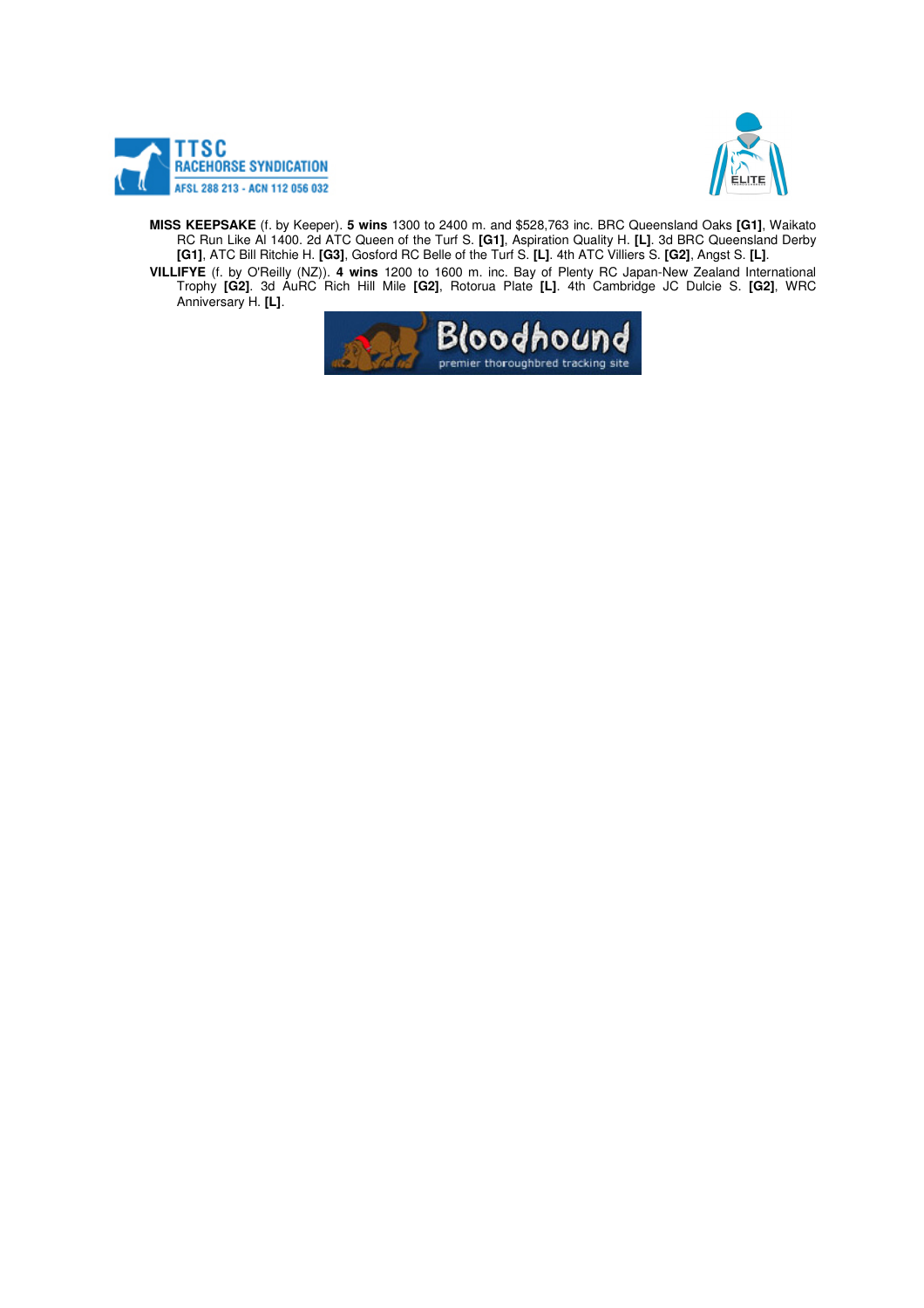**MISS KEEPSAKE** (f. by Keeper). **5 wins** 1300 to 2400 m. and $528,763 inc. BRC Queensland Oaks **[G1]**, Waikato RC Run Like Al 1400. 2d ATC Queen of the Turf S. **[G1]**, Aspiration Quality H. **[L]**. 3d BRC Queensland Derby **[G1]**, ATC Bill Ritchie H. **[G3]**, Gosford RC Belle of the Turf S. **[L]**. 4th ATC Villiers S. **[G2]**, Angst S. **[L]**.

**VILLIFYE** (f. by O'Reilly (NZ)). **4 wins** 1200 to 1600 m. inc. Bay of Plenty RC Japan-New Zealand International Trophy **[G2]**. 3d AuRC Rich Hill Mile **[G2]**, Rotorua Plate **[L]**. 4th Cambridge JC Dulcie S. **[G2]**, WRC Anniversary H. **[L]**.